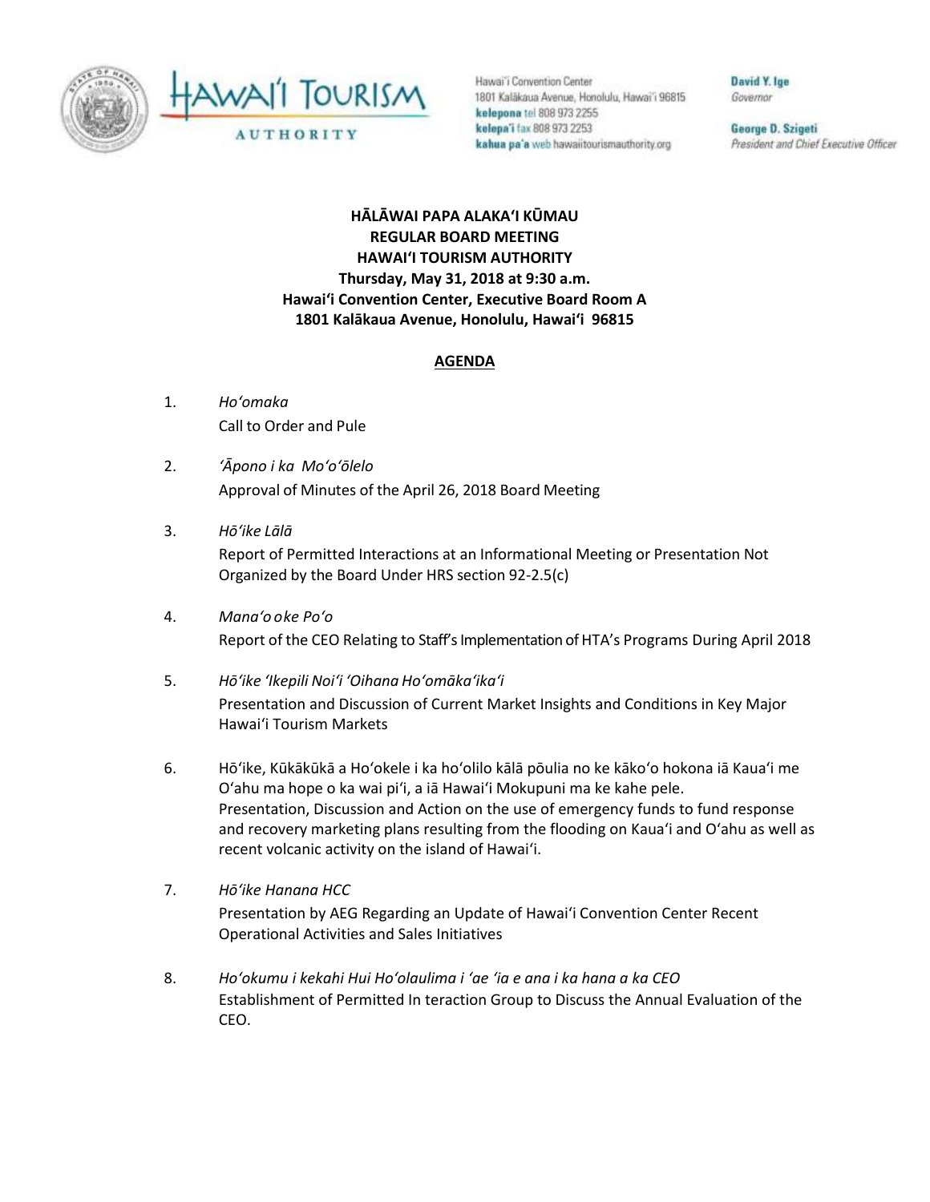Hawai'i Tourism Authority

Hawai'i Convention Center
1801 Kalākaua Avenue, Honolulu, Hawai'i 96815
**kelepona** tel 808 973 2255
**kelepa'i** fax 808 973 2253
**kahua pa'a** web hawaiitourismauthority.org

**David Y. Ige**
*Governor*

**George D. Szigeti**
*President and Chief Executive Officer*

**HĀLĀWAI PAPA ALAKAʻI KŪMAU**
**REGULAR BOARD MEETING**
**HAWAIʻI TOURISM AUTHORITY**
**Thursday, May 31, 2018 at 9:30 a.m.**
**Hawaiʻi Convention Center, Executive Board Room A**
**1801 Kalākaua Avenue, Honolulu, Hawaiʻi 96815**

**AGENDA**

1. *Hoʻomaka*
   Call to Order and Pule

2. *ʻĀpono i ka Moʻoʻōlelo*
   Approval of Minutes of the April 26, 2018 Board Meeting

3. *Hōʻike Lālā*
   Report of Permitted Interactions at an Informational Meeting or Presentation Not Organized by the Board Under HRS section 92-2.5(c)

4. *Manaʻo o ke Poʻo*
   Report of the CEO Relating to Staff's Implementation of HTA's Programs During April 2018

5. *Hōʻike ʻIkepili Noiʻi ʻOihana Hoʻomākaʻikaʻi*
   Presentation and Discussion of Current Market Insights and Conditions in Key Major Hawaiʻi Tourism Markets

6. Hōʻike, Kūkākūkā a Hoʻokele i ka hoʻolilo kālā pōulia no ke kākoʻo hokona iā Kauaʻi me Oʻahu ma hope o ka wai piʻi, a iā Hawaiʻi Mokupuni ma ke kahe pele.
   Presentation, Discussion and Action on the use of emergency funds to fund response and recovery marketing plans resulting from the flooding on Kauaʻi and Oʻahu as well as recent volcanic activity on the island of Hawaiʻi.

7. *Hōʻike Hanana HCC*
   Presentation by AEG Regarding an Update of Hawaiʻi Convention Center Recent Operational Activities and Sales Initiatives

8. *Hoʻokumu i kekahi Hui Hoʻolaulima i ʻae ʻia e ana i ka hana a ka CEO*
   Establishment of Permitted In teraction Group to Discuss the Annual Evaluation of the CEO.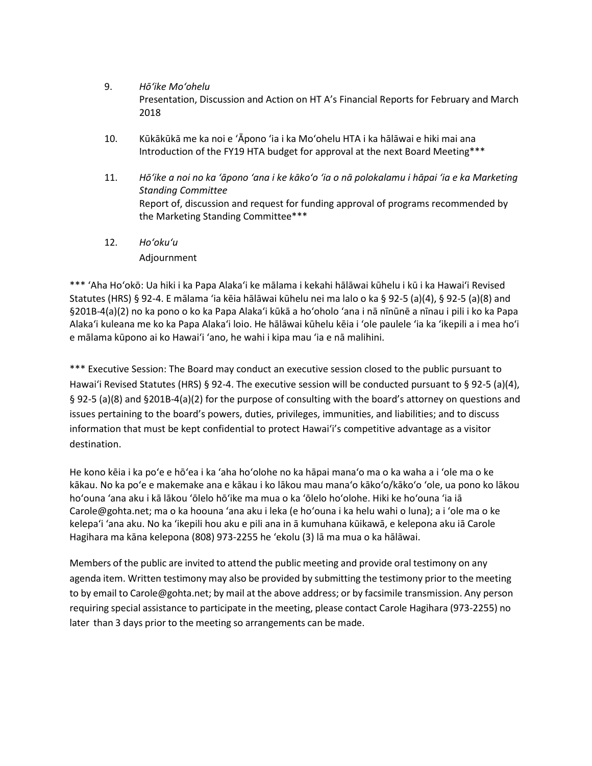9. *Hōʻike Moʻohelu*
   Presentation, Discussion and Action on HT A's Financial Reports for February and March 2018

10. Kūkākūkā me ka noi e ʻĀpono ʻia i ka Moʻohelu HTA i ka hālāwai e hiki mai ana
    Introduction of the FY19 HTA budget for approval at the next Board Meeting***

11. *Hōʻike a noi no ka ʻāpono ʻana i ke kākoʻo ʻia o nā polokalamu i hāpai ʻia e ka Marketing Standing Committee*
    Report of, discussion and request for funding approval of programs recommended by the Marketing Standing Committee***

12. *Hoʻokuʻu*
    Adjournment

*** ʻAha Hoʻokō: Ua hiki i ka Papa Alakaʻi ke mālama i kekahi hālāwai kūhelu i kū i ka Hawaiʻi Revised Statutes (HRS) § 92-4. E mālama ʻia kēia hālāwai kūhelu nei ma lalo o ka § 92-5 (a)(4), § 92-5 (a)(8) and §201B-4(a)(2) no ka pono o ko ka Papa Alakaʻi kūkā a hoʻoholo ʻana i nā nīnūnē a nīnau i pili i ko ka Papa Alakaʻi kuleana me ko ka Papa Alakaʻi loio. He hālāwai kūhelu kēia i ʻole paulele ʻia ka ʻikepili a i mea hoʻi e mālama kūpono ai ko Hawaiʻi ʻano, he wahi i kipa mau ʻia e nā malihini.

*** Executive Session: The Board may conduct an executive session closed to the public pursuant to Hawaiʻi Revised Statutes (HRS) § 92-4. The executive session will be conducted pursuant to § 92-5 (a)(4), § 92-5 (a)(8) and §201B-4(a)(2) for the purpose of consulting with the board's attorney on questions and issues pertaining to the board's powers, duties, privileges, immunities, and liabilities; and to discuss information that must be kept confidential to protect Hawaiʻi's competitive advantage as a visitor destination.

He kono kēia i ka poʻe e hōʻea i ka ʻaha hoʻolohe no ka hāpai manaʻo ma o ka waha a i ʻole ma o ke kākau. No ka poʻe e makemake ana e kākau i ko lākou mau manaʻo kākoʻo/kākoʻo ʻole, ua pono ko lākou hoʻouna ʻana aku i kā lākou ʻōlelo hōʻike ma mua o ka ʻōlelo hoʻolohe. Hiki ke hoʻouna ʻia iā Carole@gohta.net; ma o ka hoouna ʻana aku i leka (e hoʻouna i ka helu wahi o luna); a i ʻole ma o ke kelepaʻi ʻana aku. No ka ʻikepili hou aku e pili ana in ā kumuhana kūikawā, e kelepona aku iā Carole Hagihara ma kāna kelepona (808) 973-2255 he ʻekolu (3) lā ma mua o ka hālāwai.

Members of the public are invited to attend the public meeting and provide oral testimony on any agenda item. Written testimony may also be provided by submitting the testimony prior to the meeting to by email to Carole@gohta.net; by mail at the above address; or by facsimile transmission. Any person requiring special assistance to participate in the meeting, please contact Carole Hagihara (973-2255) no later than 3 days prior to the meeting so arrangements can be made.